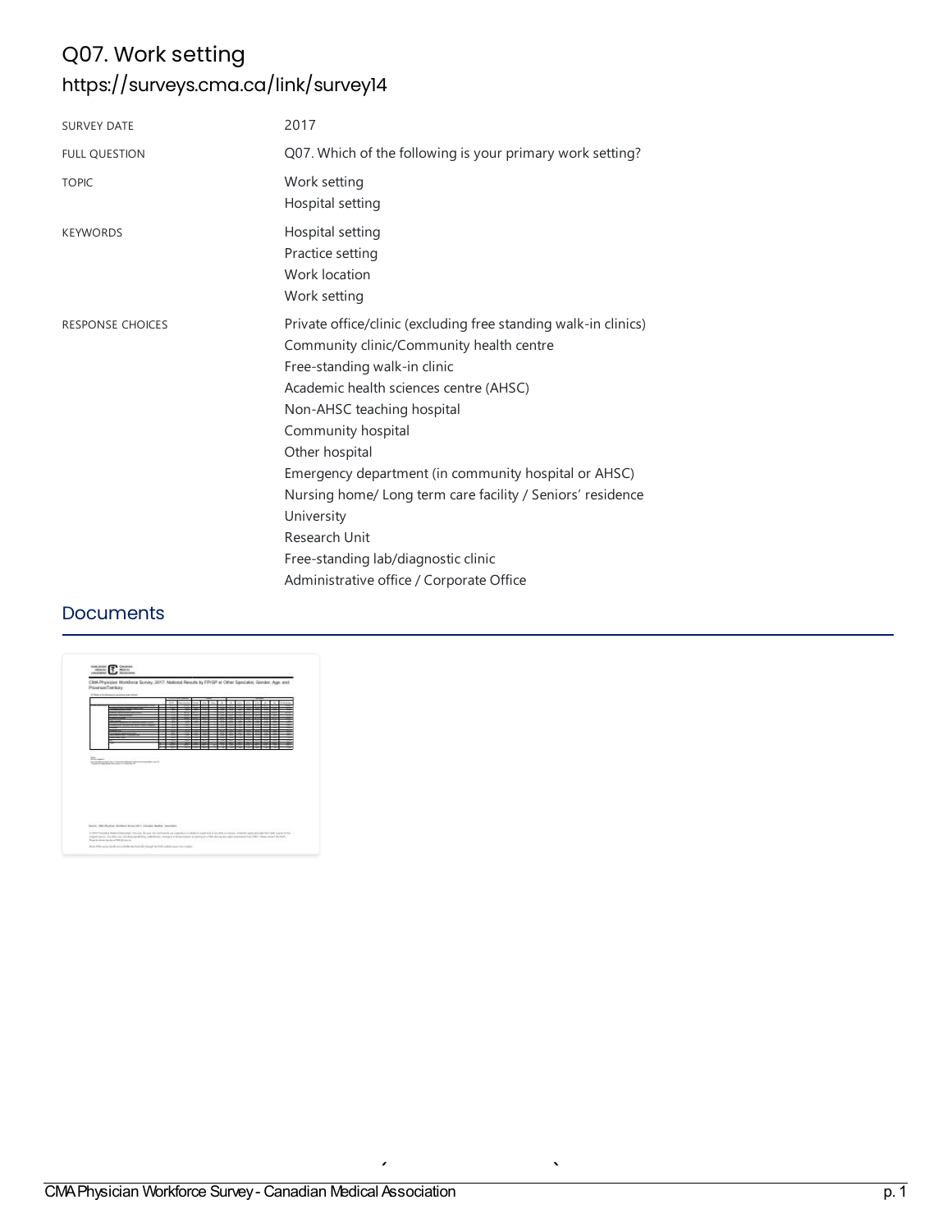# Q07. Work setting
## https://surveys.cma.ca/link/survey14

| | |
|---|---|
| SURVEY DATE | 2017 |
| FULL QUESTION | Q07. Which of the following is your primary work setting? |
| TOPIC | Work setting<br>Hospital setting |
| KEYWORDS | Hospital setting<br>Practice setting<br>Work location<br>Work setting |
| RESPONSE CHOICES | Private office/clinic (excluding free standing walk-in clinics)<br>Community clinic/Community health centre<br>Free-standing walk-in clinic<br>Academic health sciences centre (AHSC)<br>Non-AHSC teaching hospital<br>Community hospital<br>Other hospital<br>Emergency department (in community hospital or AHSC)<br>Nursing home/ Long term care facility / Seniors' residence<br>University<br>Research Unit<br>Free-standing lab/diagnostic clinic<br>Administrative office / Corporate Office |

## Documents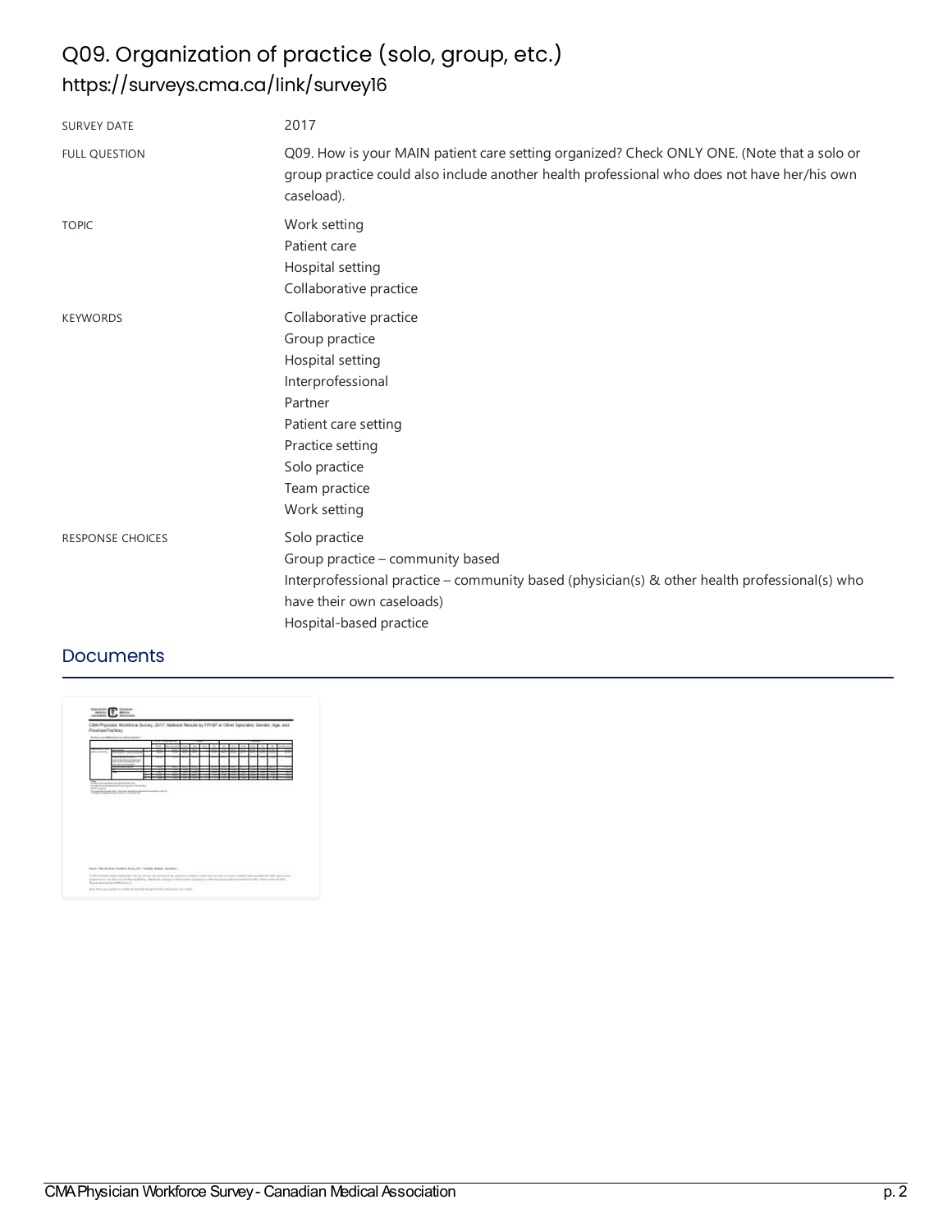# Q09. Organization of practice (solo, group, etc.)

## https://surveys.cma.ca/link/survey16

| | |
|---|---|
| SURVEY DATE | 2017 |
| FULL QUESTION | Q09. How is your MAIN patient care setting organized? Check ONLY ONE. (Note that a solo or group practice could also include another health professional who does not have her/his own caseload). |
| TOPIC | Work setting<br>Patient care<br>Hospital setting<br>Collaborative practice |
| KEYWORDS | Collaborative practice<br>Group practice<br>Hospital setting<br>Interprofessional<br>Partner<br>Patient care setting<br>Practice setting<br>Solo practice<br>Team practice<br>Work setting |
| RESPONSE CHOICES | Solo practice<br>Group practice – community based<br>Interprofessional practice – community based (physician(s) & other health professional(s) who have their own caseloads)<br>Hospital-based practice |

## Documents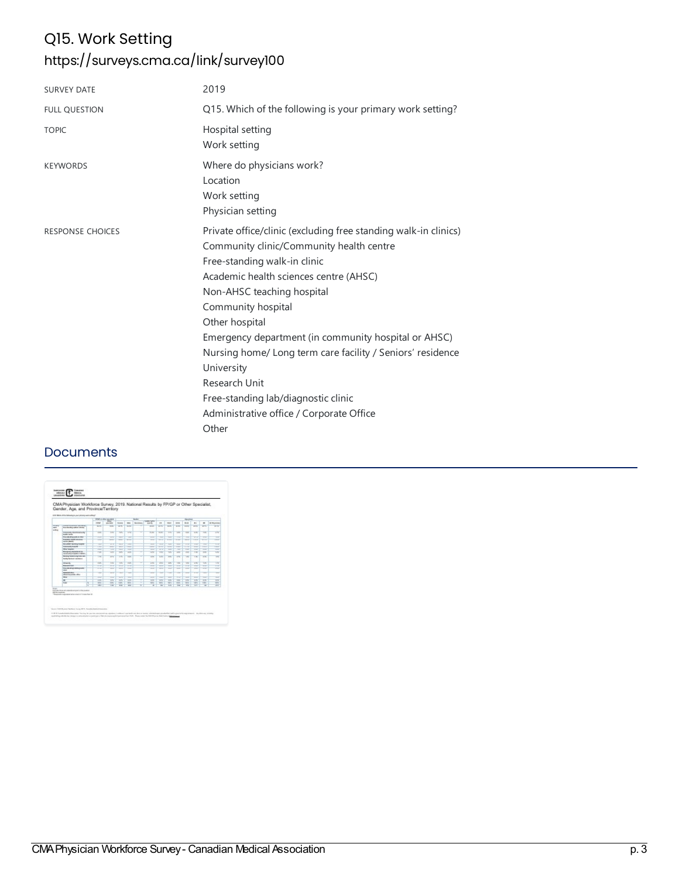# Q15. Work Setting

## https://surveys.cma.ca/link/survey100

| | |
|---|---|
| SURVEY DATE | 2019 |
| FULL QUESTION | Q15. Which of the following is your primary work setting? |
| TOPIC | Hospital setting<br>Work setting |
| KEYWORDS | Where do physicians work?<br>Location<br>Work setting<br>Physician setting |
| RESPONSE CHOICES | Private office/clinic (excluding free standing walk-in clinics)<br>Community clinic/Community health centre<br>Free-standing walk-in clinic<br>Academic health sciences centre (AHSC)<br>Non-AHSC teaching hospital<br>Community hospital<br>Other hospital<br>Emergency department (in community hospital or AHSC)<br>Nursing home/ Long term care facility / Seniors' residence<br>University<br>Research Unit<br>Free-standing lab/diagnostic clinic<br>Administrative office / Corporate Office<br>Other |

## Documents

CMA Physician Workforce Survey, 2019. National Results by FP/GP or Other Specialist, Gender, Age, and Province/Territory